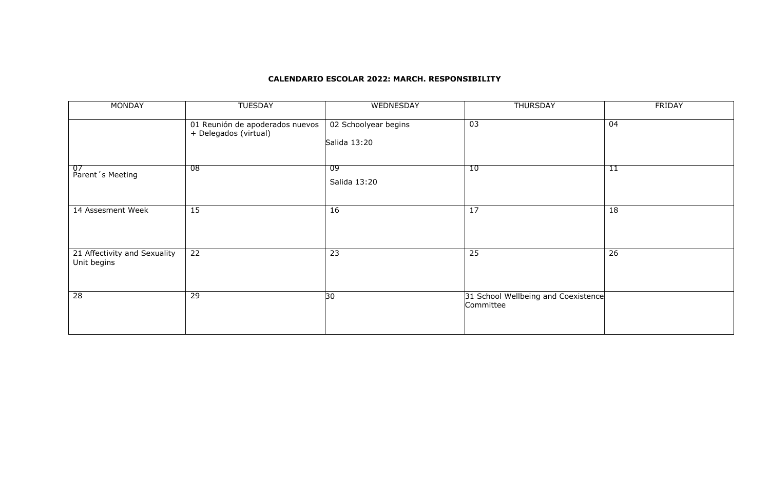**CALENDARIO ESCOLAR 2022: MARCH. RESPONSIBILITY**

| MONDAY | TUESDAY | WEDNESDAY | THURSDAY | FRIDAY |
|---|---|---|---|---|
| | 01 Reunión de apoderados nuevos + Delegados (virtual) | 02 Schoolyear begins<br>Salida 13:20 | 03 | 04 |
| 07<br>Parent´s Meeting | 08 | 09<br>Salida 13:20 | 10 | 11 |
| 14 Assesment Week | 15 | 16 | 17 | 18 |
| 21 Affectivity and Sexuality Unit begins | 22 | 23 | 25 | 26 |
| 28 | 29 | 30 | 31 School Wellbeing and Coexistence Committee | |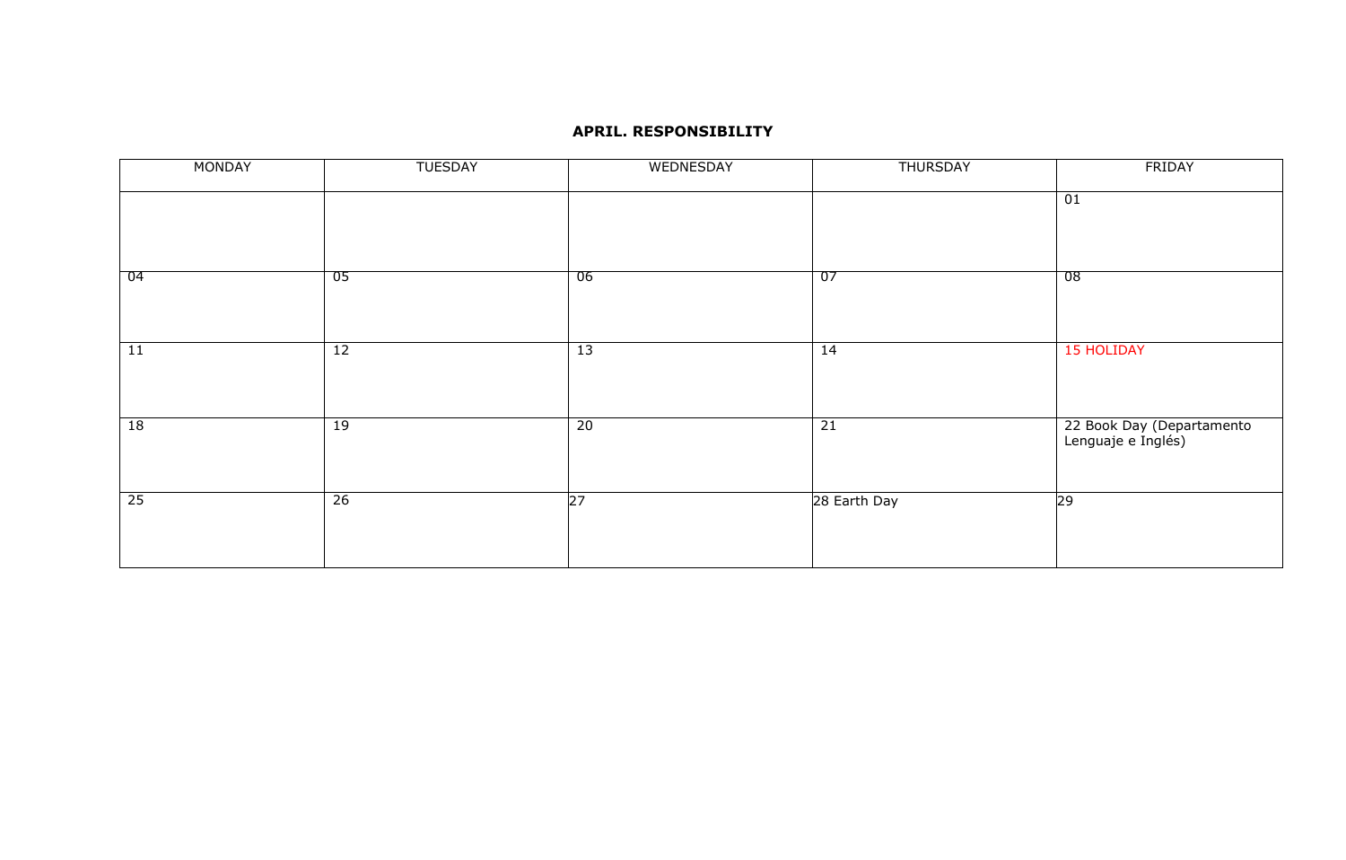**APRIL. RESPONSIBILITY**

| MONDAY | TUESDAY | WEDNESDAY | THURSDAY | FRIDAY |
| --- | --- | --- | --- | --- |
| | | | | 01 |
| 04 | 05 | 06 | 07 | 08 |
| 11 | 12 | 13 | 14 | 15 HOLIDAY |
| 18 | 19 | 20 | 21 | 22 Book Day (Departamento Lenguaje e Inglés) |
| 25 | 26 | 27 | 28 Earth Day | 29 |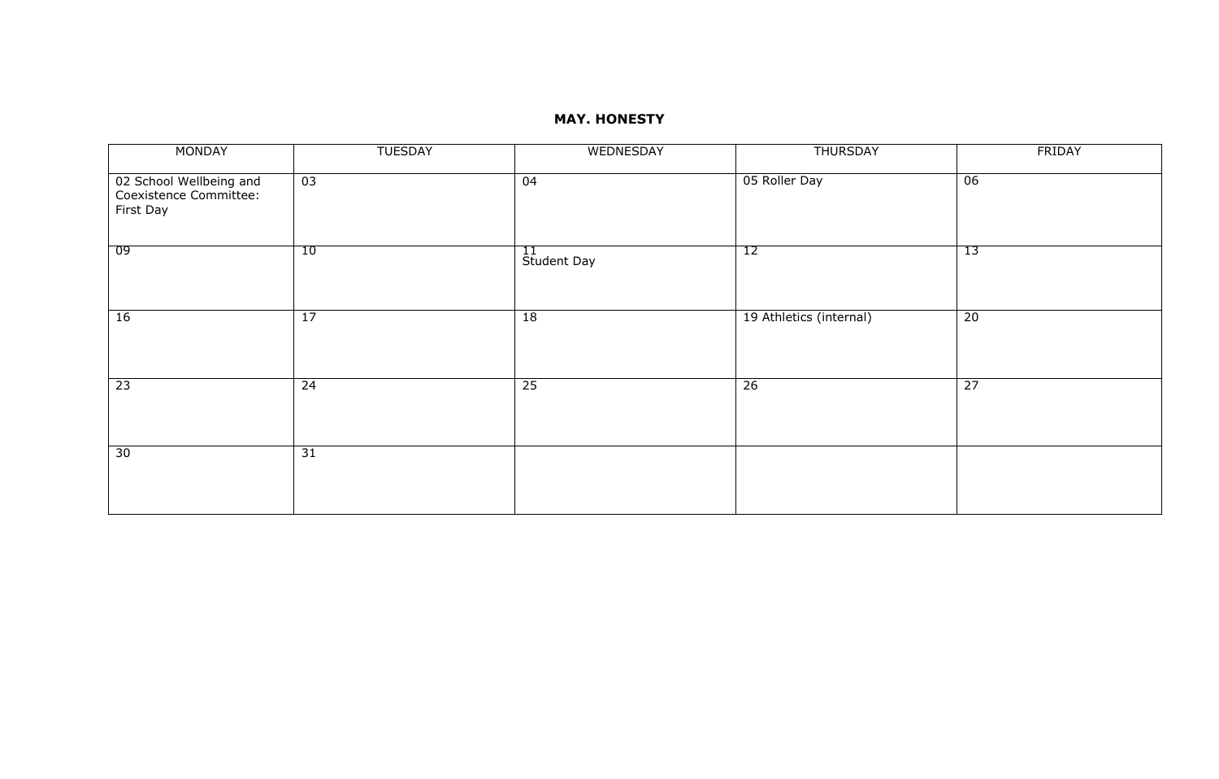**MAY. HONESTY**

| MONDAY | TUESDAY | WEDNESDAY | THURSDAY | FRIDAY |
| --- | --- | --- | --- | --- |
| 02 School Wellbeing and Coexistence Committee: First Day | 03 | 04 | 05 Roller Day | 06 |
| 09 | 10 | 11 Student Day | 12 | 13 |
| 16 | 17 | 18 | 19 Athletics (internal) | 20 |
| 23 | 24 | 25 | 26 | 27 |
| 30 | 31 | | | |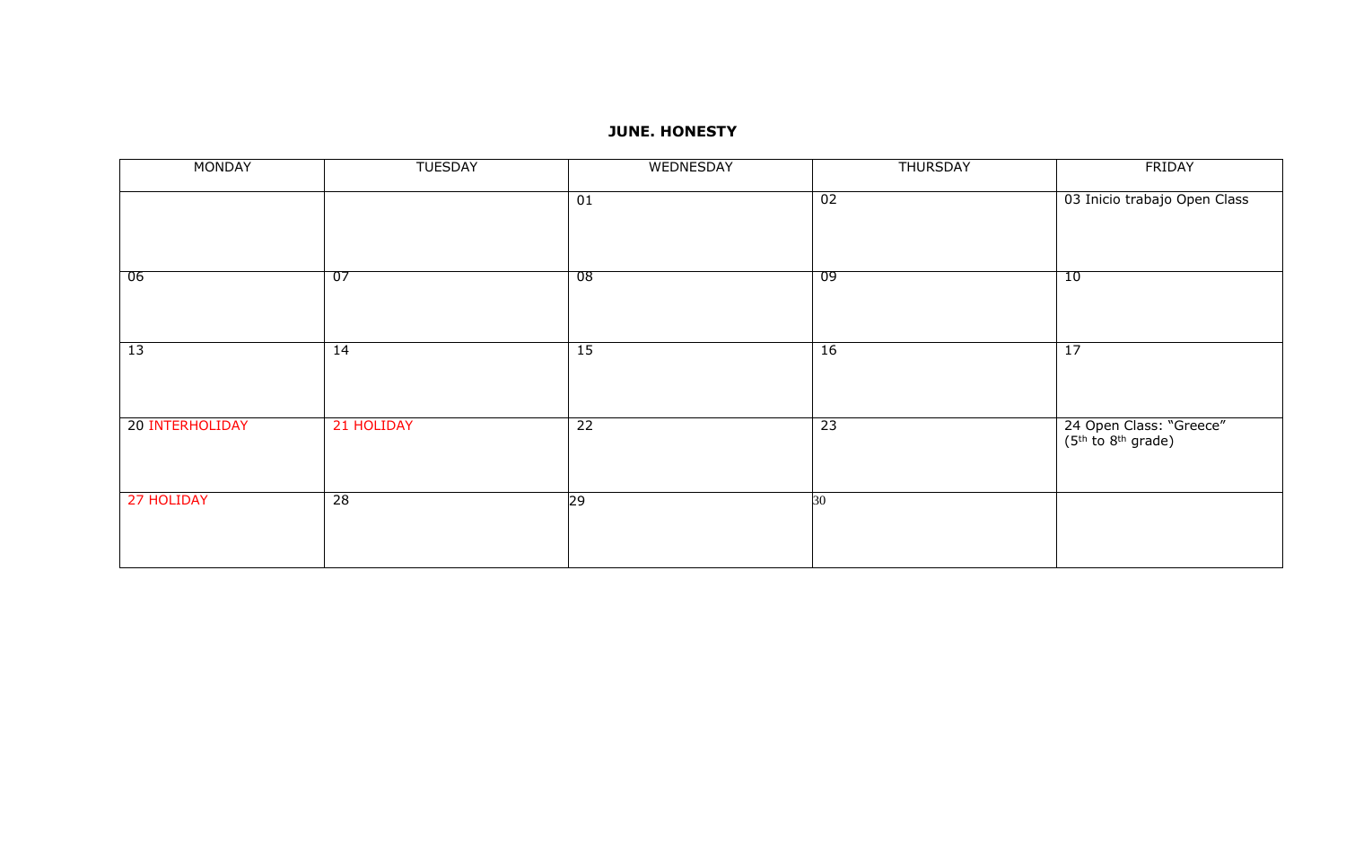**JUNE. HONESTY**

| MONDAY | TUESDAY | WEDNESDAY | THURSDAY | FRIDAY |
|---|---|---|---|---|
| | | 01 | 02 | 03 Inicio trabajo Open Class |
| 06 | 07 | 08 | 09 | 10 |
| 13 | 14 | 15 | 16 | 17 |
| 20 INTERHOLIDAY | 21 HOLIDAY | 22 | 23 | 24 Open Class: "Greece" (5th to 8th grade) |
| 27 HOLIDAY | 28 | 29 | 30 | |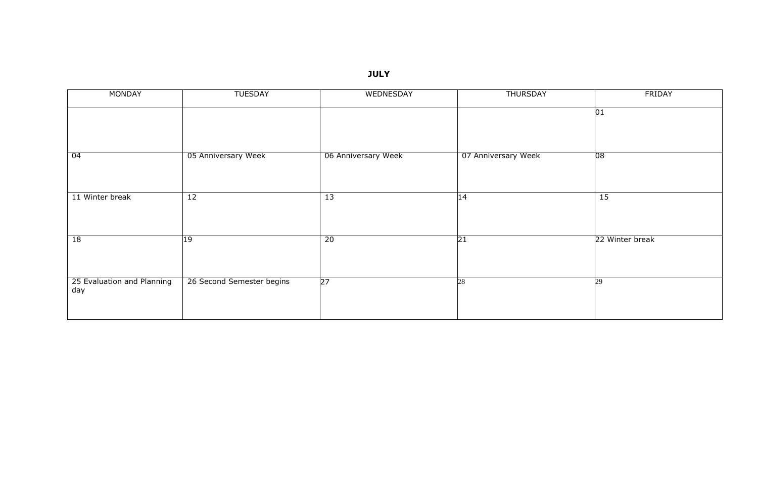**JULY**

| MONDAY | TUESDAY | WEDNESDAY | THURSDAY | FRIDAY |
|---|---|---|---|---|
| | | | | 01 |
| 04 | 05 Anniversary Week | 06 Anniversary Week | 07 Anniversary Week | 08 |
| 11 Winter break | 12 | 13 | 14 | 15 |
| 18 | 19 | 20 | 21 | 22 Winter break |
| 25 Evaluation and Planning day | 26 Second Semester begins | 27 | 28 | 29 |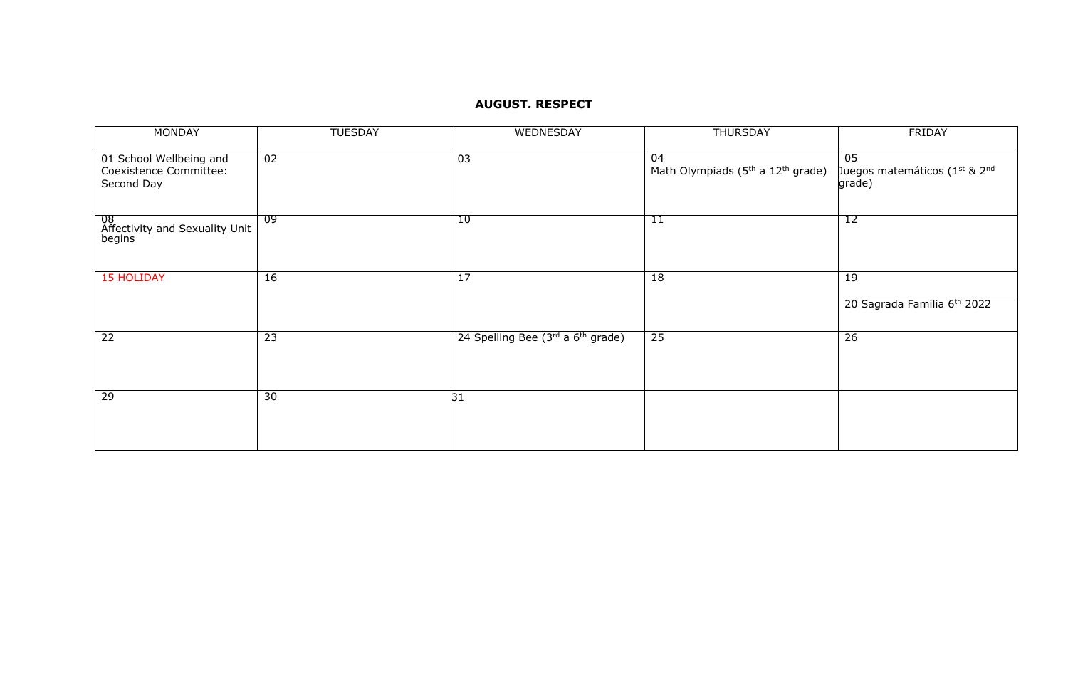## AUGUST. RESPECT

| MONDAY | TUESDAY | WEDNESDAY | THURSDAY | FRIDAY |
| --- | --- | --- | --- | --- |
| 01 School Wellbeing and Coexistence Committee: Second Day | 02 | 03 | 04 Math Olympiads (5th a 12th grade) | 05 Juegos matemáticos (1st & 2nd grade) |
| 08 Affectivity and Sexuality Unit begins | 09 | 10 | 11 | 12 |
| 15 HOLIDAY | 16 | 17 | 18 | 19 / 20 Sagrada Familia 6th 2022 |
| 22 | 23 | 24 Spelling Bee (3rd a 6th grade) | 25 | 26 |
| 29 | 30 | 31 | | |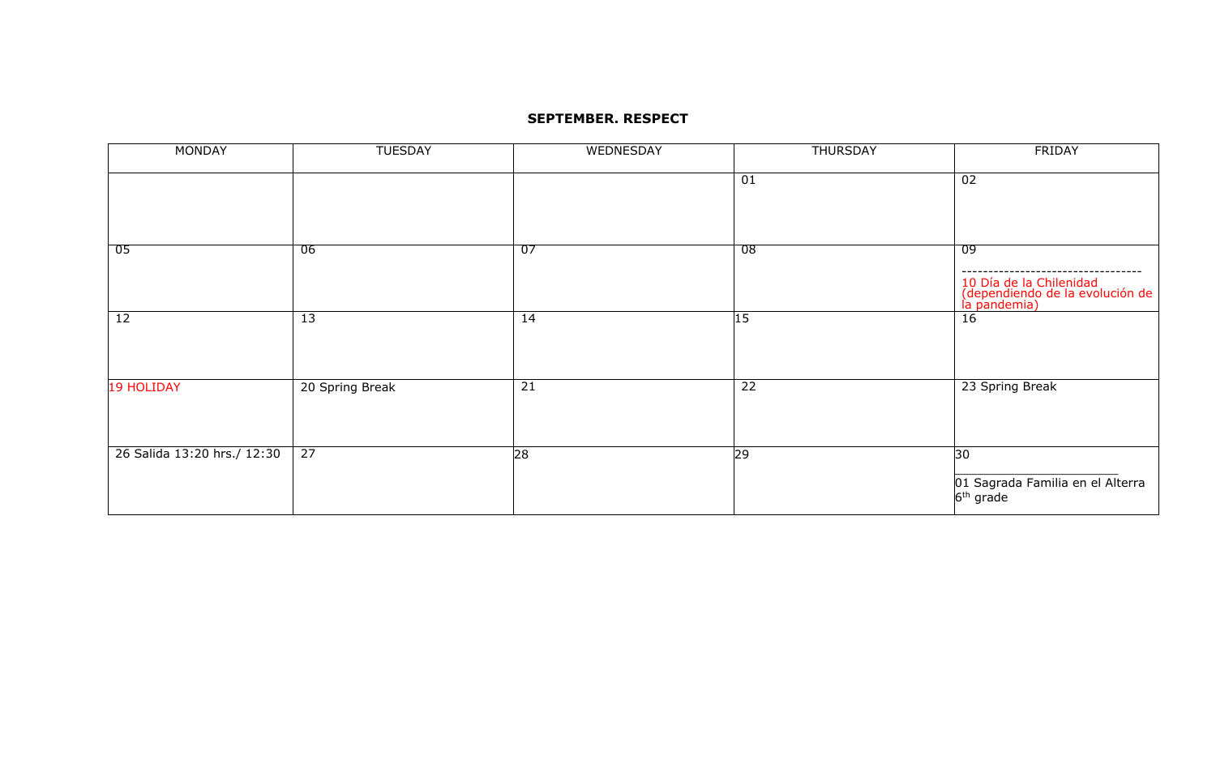**SEPTEMBER. RESPECT**

| MONDAY | TUESDAY | WEDNESDAY | THURSDAY | FRIDAY |
| --- | --- | --- | --- | --- |
| | | | 01 | 02 |
| 05 | 06 | 07 | 08 | 09 ---------------------------------- 10 Día de la Chilenidad (dependiendo de la evolución de la pandemia) |
| 12 | 13 | 14 | 15 | 16 |
| 19 HOLIDAY | 20 Spring Break | 21 | 22 | 23 Spring Break |
| 26 Salida 13:20 hrs./ 12:30 | 27 | 28 | 29 | 30 ______________________ 01 Sagrada Familia en el Alterra 6th grade |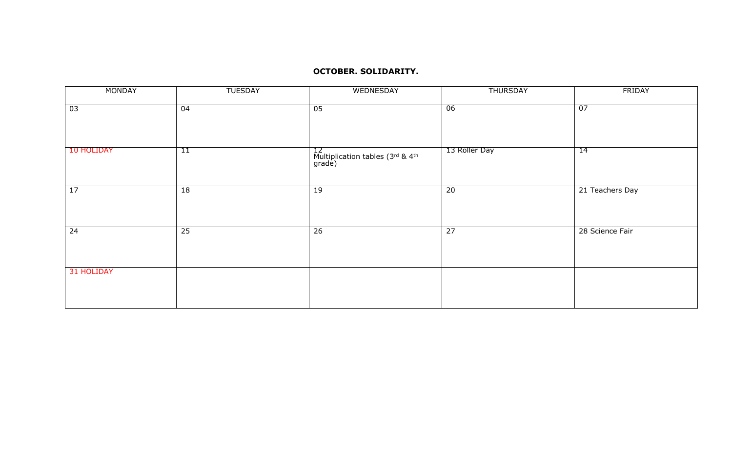**OCTOBER. SOLIDARITY.**

| MONDAY | TUESDAY | WEDNESDAY | THURSDAY | FRIDAY |
| --- | --- | --- | --- | --- |
| 03 | 04 | 05 | 06 | 07 |
| 10 HOLIDAY | 11 | 12 Multiplication tables (3rd & 4th grade) | 13 Roller Day | 14 |
| 17 | 18 | 19 | 20 | 21 Teachers Day |
| 24 | 25 | 26 | 27 | 28 Science Fair |
| 31 HOLIDAY | | | | |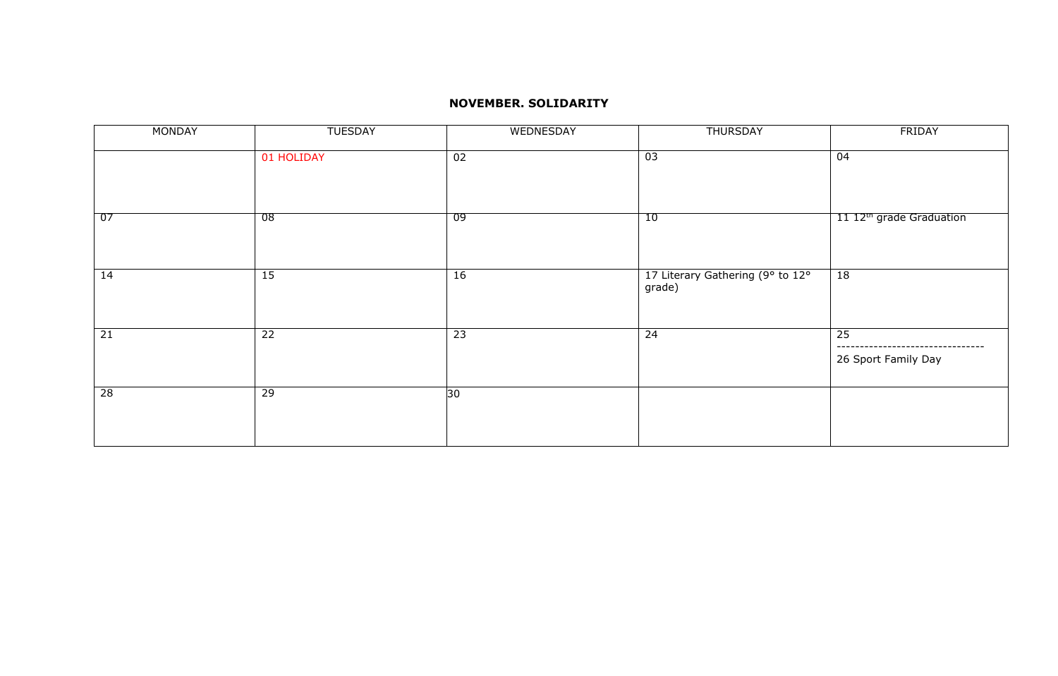**NOVEMBER. SOLIDARITY**

| MONDAY | TUESDAY | WEDNESDAY | THURSDAY | FRIDAY |
|---|---|---|---|---|
| | 01 HOLIDAY | 02 | 03 | 04 |
| 07 | 08 | 09 | 10 | 11 12th grade Graduation |
| 14 | 15 | 16 | 17 Literary Gathering (9° to 12° grade) | 18 |
| 21 | 22 | 23 | 24 | 25 -------------------------------- 26 Sport Family Day |
| 28 | 29 | 30 | | |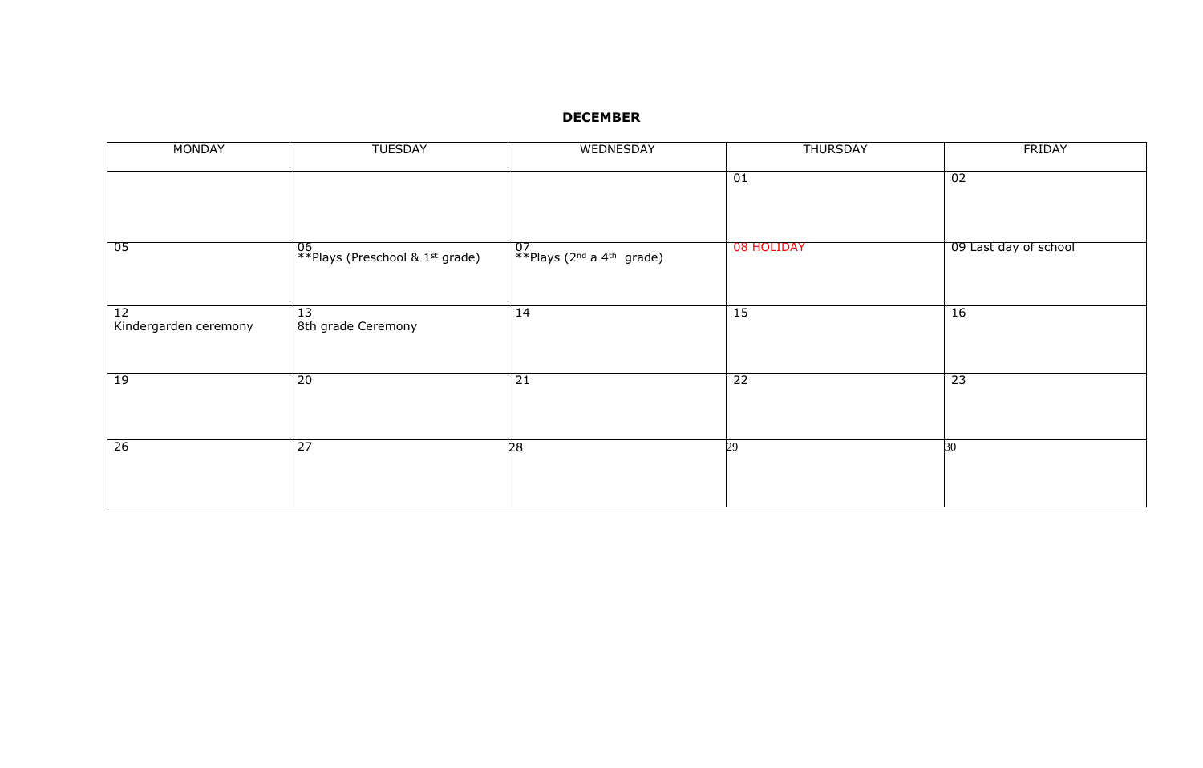**DECEMBER**

| MONDAY | TUESDAY | WEDNESDAY | THURSDAY | FRIDAY |
|---|---|---|---|---|
| | | | 01 | 02 |
| 05 | 06 **Plays (Preschool & 1st grade) | 07 **Plays (2nd a 4th grade) | 08 HOLIDAY | 09 Last day of school |
| 12 Kindergarden ceremony | 13 8th grade Ceremony | 14 | 15 | 16 |
| 19 | 20 | 21 | 22 | 23 |
| 26 | 27 | 28 | 29 | 30 |